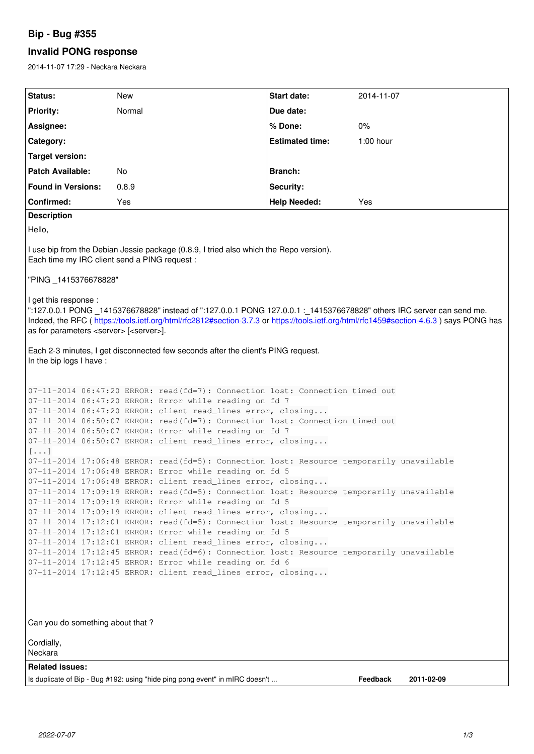# Bip - Bug #355

## Invalid PONG response

2014-11-07 17:29 - Neckara Neckara

| | | | |
|---|---|---|---|
| **Status:** | New | **Start date:** | 2014-11-07 |
| **Priority:** | Normal | **Due date:** | |
| **Assignee:** | | **% Done:** | 0% |
| **Category:** | | **Estimated time:** | 1:00 hour |
| **Target version:** | | | |
| **Patch Available:** | No | **Branch:** | |
| **Found in Versions:** | 0.8.9 | **Security:** | |
| **Confirmed:** | Yes | **Help Needed:** | Yes |

**Description**

Hello,

I use bip from the Debian Jessie package (0.8.9, I tried also which the Repo version).
Each time my IRC client send a PING request :

"PING _1415376678828"

I get this response :
":127.0.0.1 PONG _1415376678828" instead of ":127.0.0.1 PONG 127.0.0.1 :_1415376678828" others IRC server can send me.
Indeed, the RFC ( https://tools.ietf.org/html/rfc2812#section-3.7.3 or https://tools.ietf.org/html/rfc1459#section-4.6.3 ) says PONG has as for parameters <server> [<server>].

Each 2-3 minutes, I get disconnected few seconds after the client's PING request.
In the bip logs I have :

```
07-11-2014 06:47:20 ERROR: read(fd=7): Connection lost: Connection timed out
07-11-2014 06:47:20 ERROR: Error while reading on fd 7
07-11-2014 06:47:20 ERROR: client read_lines error, closing...
07-11-2014 06:50:07 ERROR: read(fd=7): Connection lost: Connection timed out
07-11-2014 06:50:07 ERROR: Error while reading on fd 7
07-11-2014 06:50:07 ERROR: client read_lines error, closing...
[...]
07-11-2014 17:06:48 ERROR: read(fd=5): Connection lost: Resource temporarily unavailable
07-11-2014 17:06:48 ERROR: Error while reading on fd 5
07-11-2014 17:06:48 ERROR: client read_lines error, closing...
07-11-2014 17:09:19 ERROR: read(fd=5): Connection lost: Resource temporarily unavailable
07-11-2014 17:09:19 ERROR: Error while reading on fd 5
07-11-2014 17:09:19 ERROR: client read_lines error, closing...
07-11-2014 17:12:01 ERROR: read(fd=5): Connection lost: Resource temporarily unavailable
07-11-2014 17:12:01 ERROR: Error while reading on fd 5
07-11-2014 17:12:01 ERROR: client read_lines error, closing...
07-11-2014 17:12:45 ERROR: read(fd=6): Connection lost: Resource temporarily unavailable
07-11-2014 17:12:45 ERROR: Error while reading on fd 6
07-11-2014 17:12:45 ERROR: client read_lines error, closing...
```

Can you do something about that ?

Cordially,
Neckara

**Related issues:**

| | | |
|---|---|---|
| Is duplicate of Bip - Bug #192: using "hide ping pong event" in mIRC doesn't ... | **Feedback** | **2011-02-09** |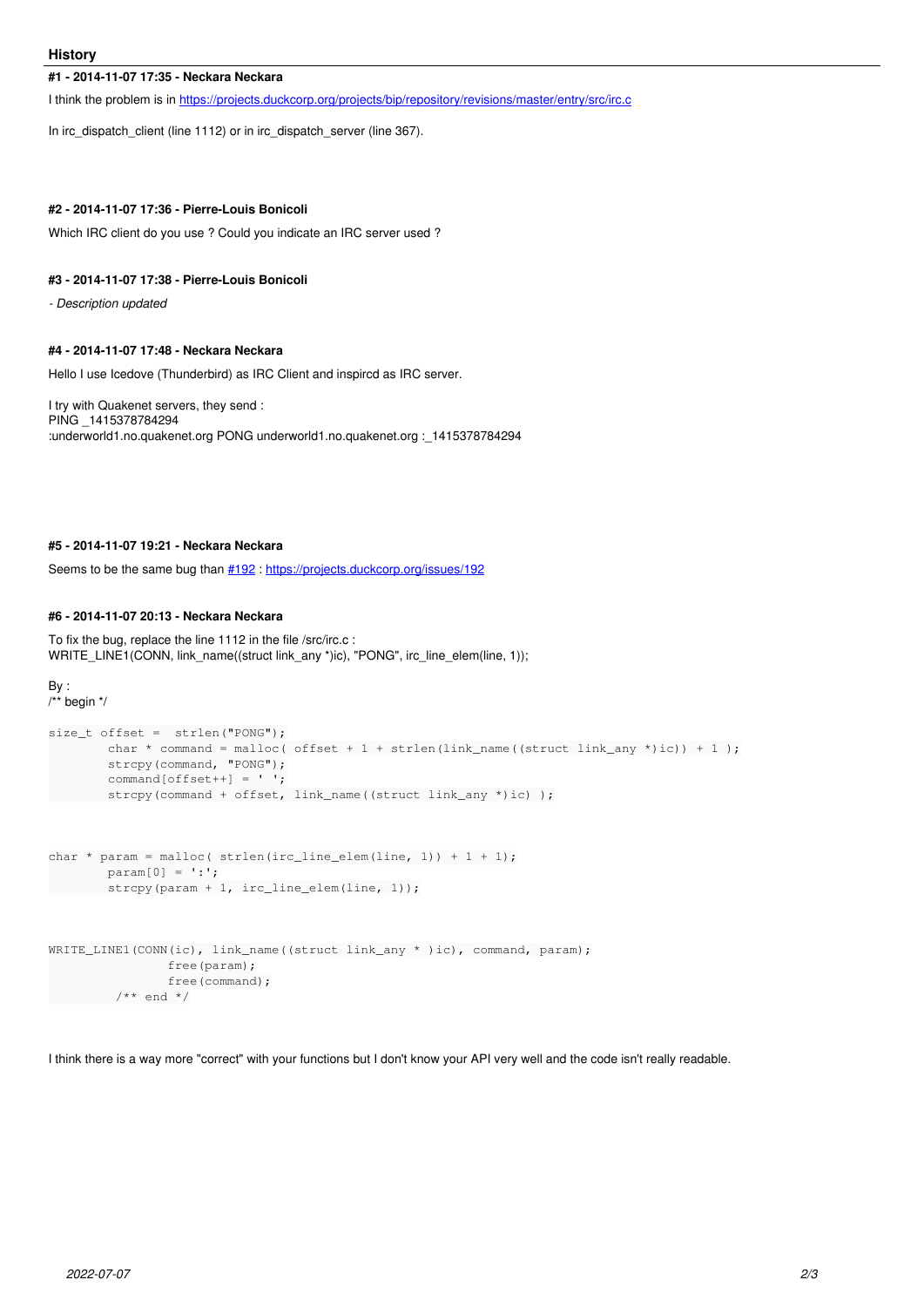## History

#### #1 - 2014-11-07 17:35 - Neckara Neckara

I think the problem is in https://projects.duckcorp.org/projects/bip/repository/revisions/master/entry/src/irc.c

In irc_dispatch_client (line 1112) or in irc_dispatch_server (line 367).

#### #2 - 2014-11-07 17:36 - Pierre-Louis Bonicoli

Which IRC client do you use ? Could you indicate an IRC server used ?

#### #3 - 2014-11-07 17:38 - Pierre-Louis Bonicoli

*- Description updated*

#### #4 - 2014-11-07 17:48 - Neckara Neckara

Hello I use Icedove (Thunderbird) as IRC Client and inspircd as IRC server.

I try with Quakenet servers, they send :
PING _1415378784294
:underworld1.no.quakenet.org PONG underworld1.no.quakenet.org :_1415378784294

#### #5 - 2014-11-07 19:21 - Neckara Neckara

Seems to be the same bug than #192 : https://projects.duckcorp.org/issues/192

#### #6 - 2014-11-07 20:13 - Neckara Neckara

To fix the bug, replace the line 1112 in the file /src/irc.c :
WRITE_LINE1(CONN, link_name((struct link_any *)ic), "PONG", irc_line_elem(line, 1));

By :
/** begin */

```
size_t offset =  strlen("PONG");
        char * command = malloc( offset + 1 + strlen(link_name((struct link_any *)ic)) + 1 );
        strcpy(command, "PONG");
        command[offset++] = ' ';
        strcpy(command + offset, link_name((struct link_any *)ic) );


char * param = malloc( strlen(irc_line_elem(line, 1)) + 1 + 1);
        param[0] = ':';
        strcpy(param + 1, irc_line_elem(line, 1));


WRITE_LINE1(CONN(ic), link_name((struct link_any * )ic), command, param);
                free(param);
                free(command);
         /** end */
```

I think there is a way more "correct" with your functions but I don't know your API very well and the code isn't really readable.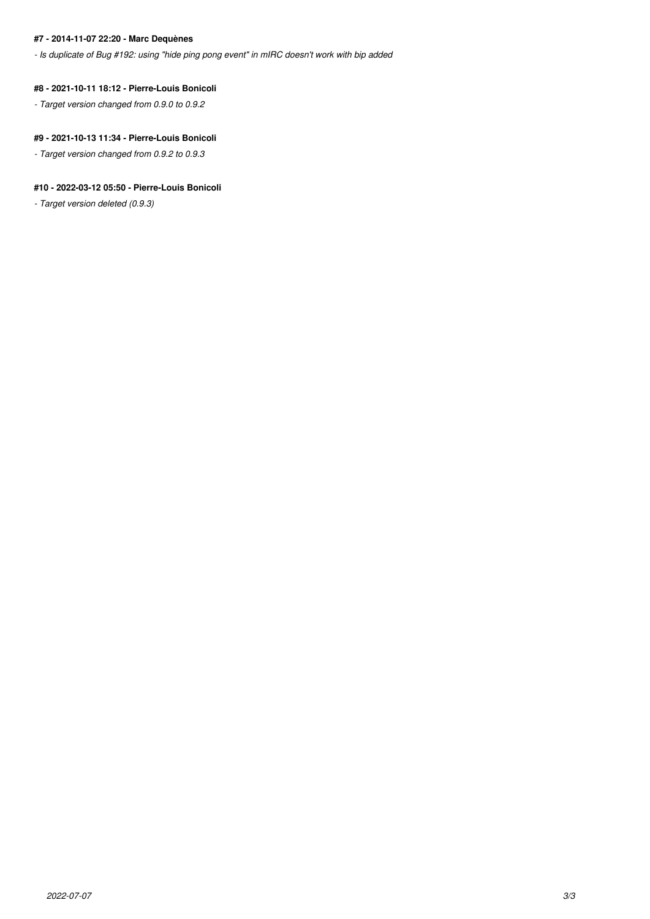#### #7 - 2014-11-07 22:20 - Marc Dequènes

*- Is duplicate of Bug #192: using "hide ping pong event" in mIRC doesn't work with bip added*

#### #8 - 2021-10-11 18:12 - Pierre-Louis Bonicoli

*- Target version changed from 0.9.0 to 0.9.2*

#### #9 - 2021-10-13 11:34 - Pierre-Louis Bonicoli

*- Target version changed from 0.9.2 to 0.9.3*

#### #10 - 2022-03-12 05:50 - Pierre-Louis Bonicoli

*- Target version deleted (0.9.3)*